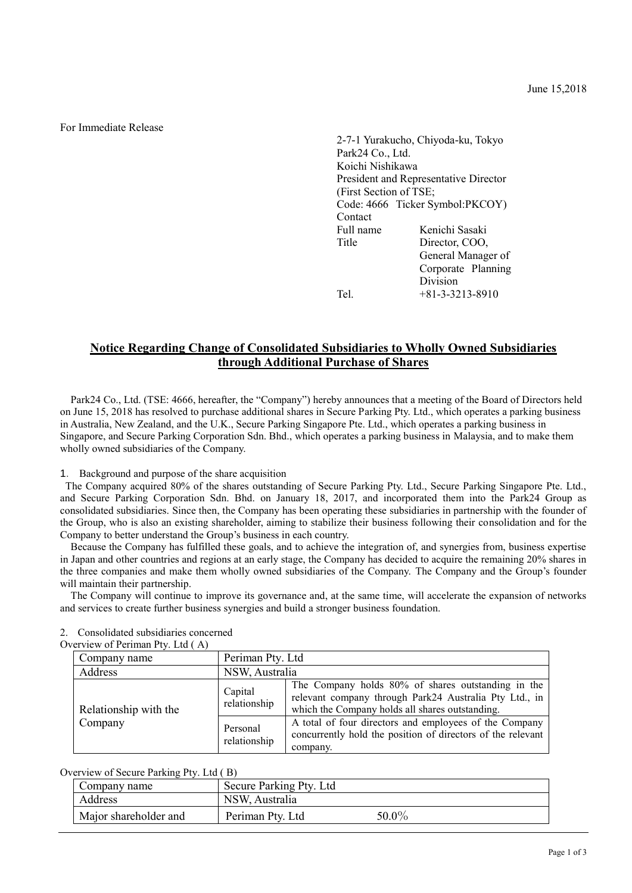June 15,2018

For Immediate Release

2-7-1 Yurakucho, Chiyoda-ku, Tokyo
Park24 Co., Ltd.
Koichi Nishikawa
President and Representative Director
(First Section of TSE;
Code: 4666 Ticker Symbol:PKCOY)
Contact

| | |
|---|---|
| Full name | Kenichi Sasaki |
| Title | Director, COO, General Manager of Corporate Planning Division |
| Tel. | +81-3-3213-8910 |

## Notice Regarding Change of Consolidated Subsidiaries to Wholly Owned Subsidiaries through Additional Purchase of Shares

Park24 Co., Ltd. (TSE: 4666, hereafter, the "Company") hereby announces that a meeting of the Board of Directors held on June 15, 2018 has resolved to purchase additional shares in Secure Parking Pty. Ltd., which operates a parking business in Australia, New Zealand, and the U.K., Secure Parking Singapore Pte. Ltd., which operates a parking business in Singapore, and Secure Parking Corporation Sdn. Bhd., which operates a parking business in Malaysia, and to make them wholly owned subsidiaries of the Company.

1. Background and purpose of the share acquisition

The Company acquired 80% of the shares outstanding of Secure Parking Pty. Ltd., Secure Parking Singapore Pte. Ltd., and Secure Parking Corporation Sdn. Bhd. on January 18, 2017, and incorporated them into the Park24 Group as consolidated subsidiaries. Since then, the Company has been operating these subsidiaries in partnership with the founder of the Group, who is also an existing shareholder, aiming to stabilize their business following their consolidation and for the Company to better understand the Group's business in each country.

Because the Company has fulfilled these goals, and to achieve the integration of, and synergies from, business expertise in Japan and other countries and regions at an early stage, the Company has decided to acquire the remaining 20% shares in the three companies and make them wholly owned subsidiaries of the Company. The Company and the Group's founder will maintain their partnership.

The Company will continue to improve its governance and, at the same time, will accelerate the expansion of networks and services to create further business synergies and build a stronger business foundation.

2. Consolidated subsidiaries concerned

Overview of Periman Pty. Ltd ( A)

| | | |
|---|---|---|
| Company name | Periman Pty. Ltd | |
| Address | NSW, Australia | |
| Relationship with the Company | Capital relationship | The Company holds 80% of shares outstanding in the relevant company through Park24 Australia Pty Ltd., in which the Company holds all shares outstanding. |
| | Personal relationship | A total of four directors and employees of the Company concurrently hold the position of directors of the relevant company. |

Overview of Secure Parking Pty. Ltd ( B)

| | | |
|---|---|---|
| Company name | Secure Parking Pty. Ltd | |
| Address | NSW, Australia | |
| Major shareholder and | Periman Pty. Ltd | 50.0% |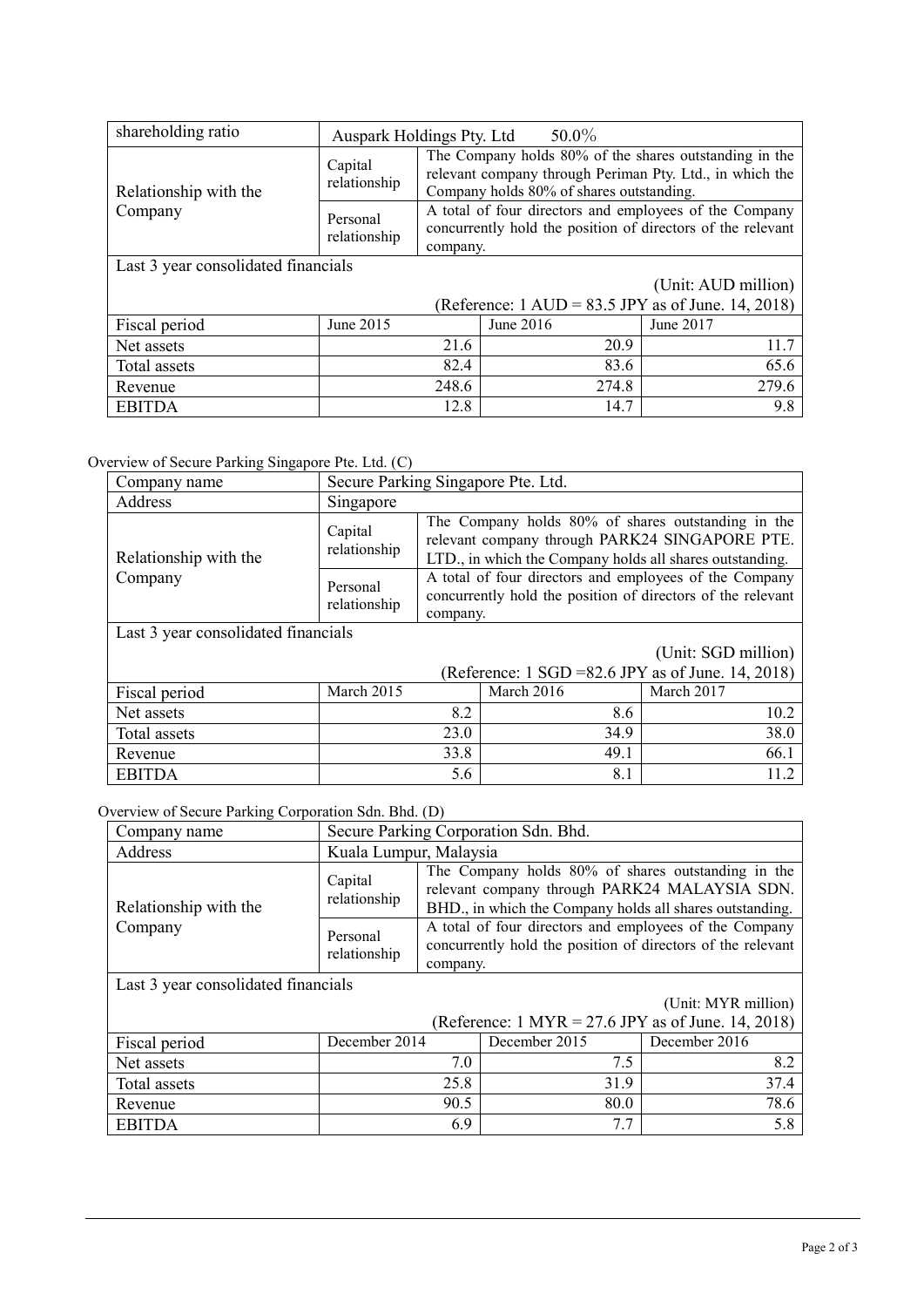| | | | | |
|---|---|---|---|---|
| shareholding ratio | Auspark Holdings Pty. Ltd 50.0% | | | |
| Relationship with the Company | Capital relationship | The Company holds 80% of the shares outstanding in the relevant company through Periman Pty. Ltd., in which the Company holds 80% of shares outstanding. | | |
| | Personal relationship | A total of four directors and employees of the Company concurrently hold the position of directors of the relevant company. | | |
| Last 3 year consolidated financials | | | | |
| (Unit: AUD million) (Reference: 1 AUD = 83.5 JPY as of June. 14, 2018) | | | | |
| Fiscal period | June 2015 | | June 2016 | June 2017 |
| Net assets | 21.6 | | 20.9 | 11.7 |
| Total assets | 82.4 | | 83.6 | 65.6 |
| Revenue | 248.6 | | 274.8 | 279.6 |
| EBITDA | 12.8 | | 14.7 | 9.8 |

Overview of Secure Parking Singapore Pte. Ltd. (C)

| | | | | |
|---|---|---|---|---|
| Company name | Secure Parking Singapore Pte. Ltd. | | | |
| Address | Singapore | | | |
| Relationship with the Company | Capital relationship | The Company holds 80% of shares outstanding in the relevant company through PARK24 SINGAPORE PTE. LTD., in which the Company holds all shares outstanding. | | |
| | Personal relationship | A total of four directors and employees of the Company concurrently hold the position of directors of the relevant company. | | |
| Last 3 year consolidated financials | | | | |
| (Unit: SGD million) (Reference: 1 SGD =82.6 JPY as of June. 14, 2018) | | | | |
| Fiscal period | March 2015 | | March 2016 | March 2017 |
| Net assets | 8.2 | | 8.6 | 10.2 |
| Total assets | 23.0 | | 34.9 | 38.0 |
| Revenue | 33.8 | | 49.1 | 66.1 |
| EBITDA | 5.6 | | 8.1 | 11.2 |

Overview of Secure Parking Corporation Sdn. Bhd. (D)

| | | | | |
|---|---|---|---|---|
| Company name | Secure Parking Corporation Sdn. Bhd. | | | |
| Address | Kuala Lumpur, Malaysia | | | |
| Relationship with the Company | Capital relationship | The Company holds 80% of shares outstanding in the relevant company through PARK24 MALAYSIA SDN. BHD., in which the Company holds all shares outstanding. | | |
| | Personal relationship | A total of four directors and employees of the Company concurrently hold the position of directors of the relevant company. | | |
| Last 3 year consolidated financials | | | | |
| (Unit: MYR million) (Reference: 1 MYR = 27.6 JPY as of June. 14, 2018) | | | | |
| Fiscal period | December 2014 | | December 2015 | December 2016 |
| Net assets | 7.0 | | 7.5 | 8.2 |
| Total assets | 25.8 | | 31.9 | 37.4 |
| Revenue | 90.5 | | 80.0 | 78.6 |
| EBITDA | 6.9 | | 7.7 | 5.8 |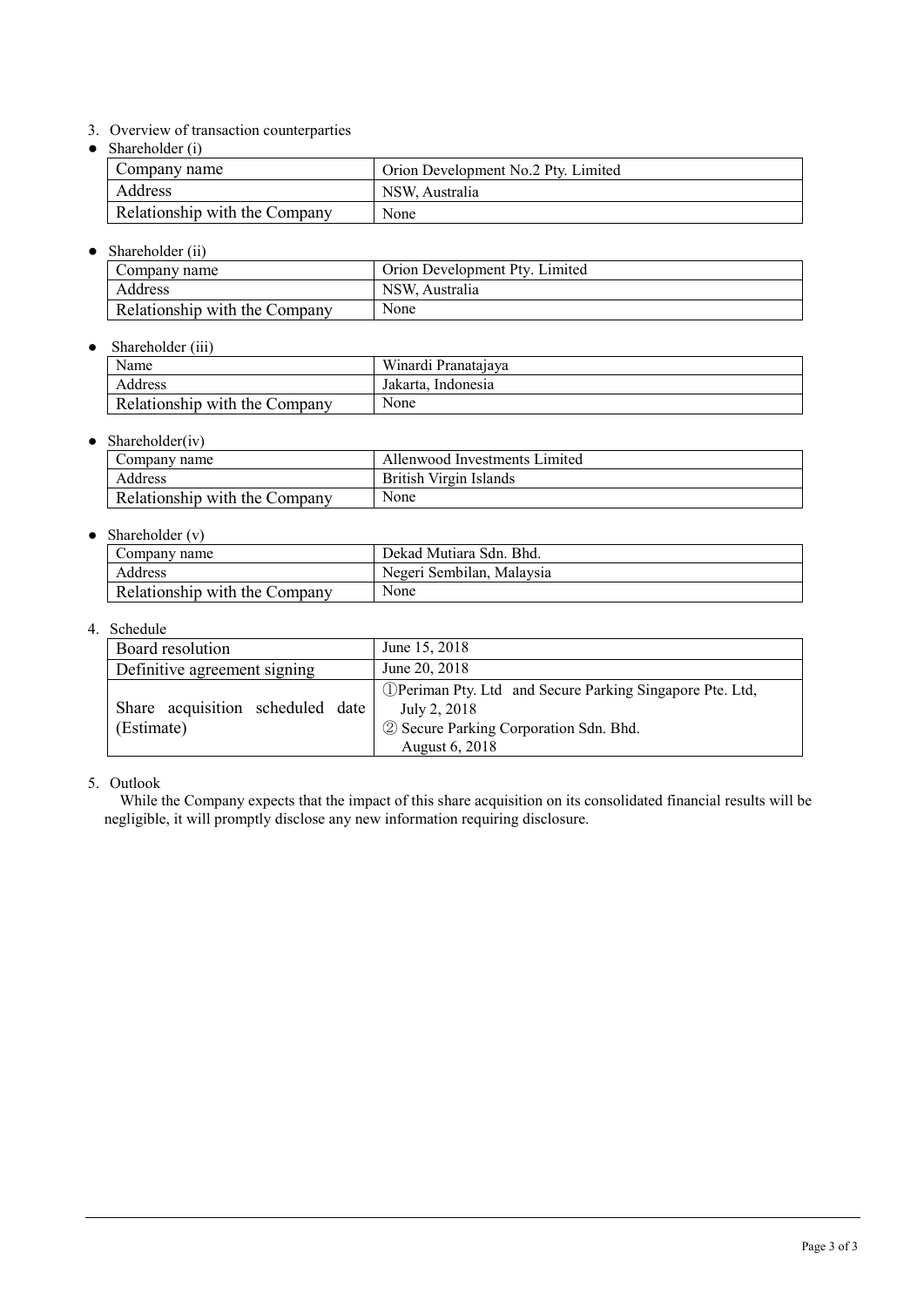3. Overview of transaction counterparties

● Shareholder (i)

| | |
|---|---|
| Company name | Orion Development No.2 Pty. Limited |
| Address | NSW, Australia |
| Relationship with the Company | None |

● Shareholder (ii)

| | |
|---|---|
| Company name | Orion Development Pty. Limited |
| Address | NSW, Australia |
| Relationship with the Company | None |

● Shareholder (iii)

| | |
|---|---|
| Name | Winardi Pranatajaya |
| Address | Jakarta, Indonesia |
| Relationship with the Company | None |

● Shareholder(iv)

| | |
|---|---|
| Company name | Allenwood Investments Limited |
| Address | British Virgin Islands |
| Relationship with the Company | None |

● Shareholder (v)

| | |
|---|---|
| Company name | Dekad Mutiara Sdn. Bhd. |
| Address | Negeri Sembilan, Malaysia |
| Relationship with the Company | None |

4. Schedule

| | |
|---|---|
| Board resolution | June 15, 2018 |
| Definitive agreement signing | June 20, 2018 |
| Share acquisition scheduled date (Estimate) | ①Periman Pty. Ltd and Secure Parking Singapore Pte. Ltd, July 2, 2018<br>② Secure Parking Corporation Sdn. Bhd. August 6, 2018 |

5. Outlook

While the Company expects that the impact of this share acquisition on its consolidated financial results will be negligible, it will promptly disclose any new information requiring disclosure.